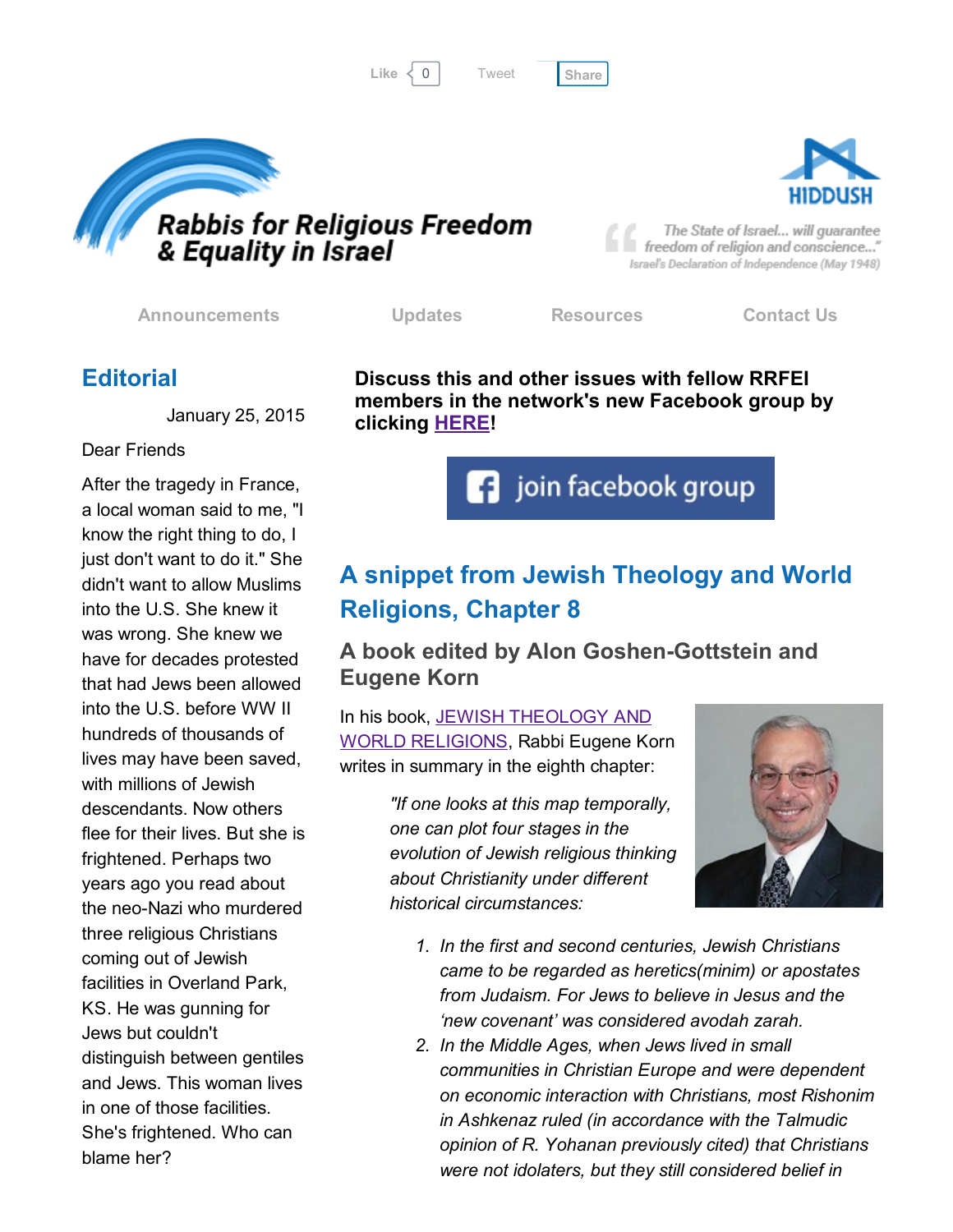Like 0 Tweet Share

# Rabbis for Religious Freedom & Equality in Israel

HIDDUSH

"The State of Israel... will guarantee freedom of religion and conscience..."
Israel's Declaration of Independence (May 1948)

Announcements Updates Resources Contact Us

## Editorial

January 25, 2015

Dear Friends

After the tragedy in France, a local woman said to me, "I know the right thing to do, I just don't want to do it." She didn't want to allow Muslims into the U.S. She knew it was wrong. She knew we have for decades protested that had Jews been allowed into the U.S. before WW II hundreds of thousands of lives may have been saved, with millions of Jewish descendants. Now others flee for their lives. But she is frightened. Perhaps two years ago you read about the neo-Nazi who murdered three religious Christians coming out of Jewish facilities in Overland Park, KS. He was gunning for Jews but couldn't distinguish between gentiles and Jews. This woman lives in one of those facilities. She's frightened. Who can blame her?

**Discuss this and other issues with fellow RRFEI members in the network's new Facebook group by clicking [HERE](#)!**

join facebook group

## A snippet from Jewish Theology and World Religions, Chapter 8

### A book edited by Alon Goshen-Gottstein and Eugene Korn

In his book, [JEWISH THEOLOGY AND WORLD RELIGIONS](#), Rabbi Eugene Korn writes in summary in the eighth chapter:

> *"If one looks at this map temporally, one can plot four stages in the evolution of Jewish religious thinking about Christianity under different historical circumstances:*
>
> 1. *In the first and second centuries, Jewish Christians came to be regarded as heretics(minim) or apostates from Judaism. For Jews to believe in Jesus and the 'new covenant' was considered avodah zarah.*
> 2. *In the Middle Ages, when Jews lived in small communities in Christian Europe and were dependent on economic interaction with Christians, most Rishonim in Ashkenaz ruled (in accordance with the Talmudic opinion of R. Yohanan previously cited) that Christians were not idolaters, but they still considered belief in*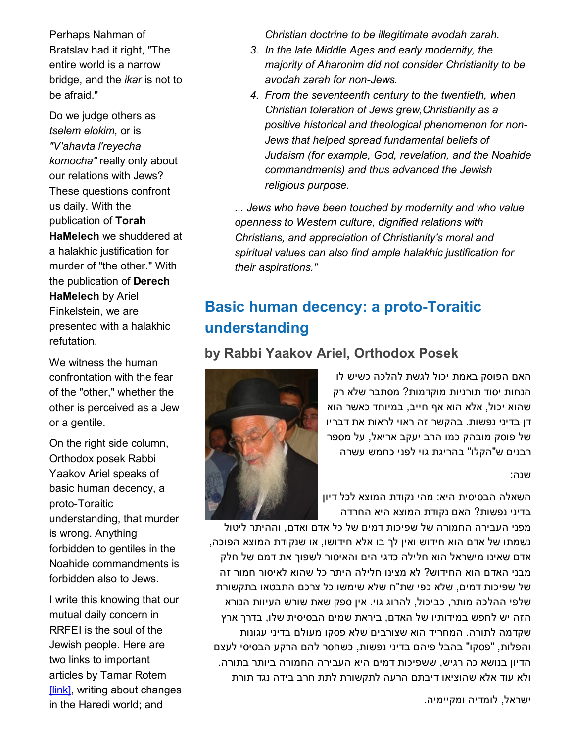Perhaps Nahman of Bratslav had it right, "The entire world is a narrow bridge, and the *ikar* is not to be afraid."

Do we judge others as *tselem elokim,* or is *"V'ahavta l'reyecha komocha"* really only about our relations with Jews? These questions confront us daily. With the publication of **Torah HaMelech** we shuddered at a halakhic justification for murder of "the other." With the publication of **Derech HaMelech** by Ariel Finkelstein, we are presented with a halakhic refutation.

We witness the human confrontation with the fear of the "other," whether the other is perceived as a Jew or a gentile.

On the right side column, Orthodox posek Rabbi Yaakov Ariel speaks of basic human decency, a proto-Toraitic understanding, that murder is wrong. Anything forbidden to gentiles in the Noahide commandments is forbidden also to Jews.

I write this knowing that our mutual daily concern in RRFEI is the soul of the Jewish people. Here are two links to important articles by Tamar Rotem [link], writing about changes in the Haredi world; and

*Christian doctrine to be illegitimate avodah zarah.*

3. *In the late Middle Ages and early modernity, the majority of Aharonim did not consider Christianity to be avodah zarah for non-Jews.*
4. *From the seventeenth century to the twentieth, when Christian toleration of Jews grew,Christianity as a positive historical and theological phenomenon for non-Jews that helped spread fundamental beliefs of Judaism (for example, God, revelation, and the Noahide commandments) and thus advanced the Jewish religious purpose.*

*... Jews who have been touched by modernity and who value openness to Western culture, dignified relations with Christians, and appreciation of Christianity's moral and spiritual values can also find ample halakhic justification for their aspirations."*

## Basic human decency: a proto-Toraitic understanding

### by Rabbi Yaakov Ariel, Orthodox Posek

האם הפוסק באמת יכול לגשת להלכה כשיש לו הנחות יסוד תורניות מוקדמות? מסתבר שלא רק שהוא יכול, אלא הוא אף חייב, במיוחד כאשר הוא דן בדיני נפשות. בהקשר זה ראוי לראות את דבריו של פוסק מובהק כמו הרב יעקב אריאל, על מספר רבנים ש"הקלו" בהריגת גוי לפני כחמש עשרה שנה:

השאלה הבסיסית היא: מהי נקודת המוצא לכל דיון בדיני נפשות? האם נקודת המוצא היא החרדה מפני העבירה החמורה של שפיכות דמים של כל אדם ואדם, וההיתר ליטול נשמתו של אדם הוא חידוש ואין לך בו אלא חידושו, או שנקודת המוצא הפוכה, אדם שאינו מישראל הוא חלילה כדגי הים והאיסור לשפוך את דמם של חלק מבני האדם הוא החידוש? לא מצינו חלילה היתר כל שהוא לאיסור חמור זה של שפיכות דמים, שלא כפי שת"ח שלא שימשו כל צרכם התבטאו בתקשורת שלפי ההלכה מותר, כביכול, להרוג גוי. אין ספק שאת שורש העיוות הנורא הזה יש לחפש במידותיו של האדם, ביראת שמים הבסיסית שלו, בדרך ארץ שקדמה לתורה. המחריד הוא שצורבים שלא פסקו מעולם בדיני עגונות והפלות, "פסקו" בהבל פיהם בדיני נפשות, כשחסר להם הרקע הבסיסי לעצם הדיון בנושא כה רגיש, ששפיכות דמים היא העבירה החמורה ביותר בתורה. ולא עוד אלא שהוציאו דיבתם הרעה לתקשורת לתת חרב בידה נגד תורת ישראל, לומדיה ומקיימיה.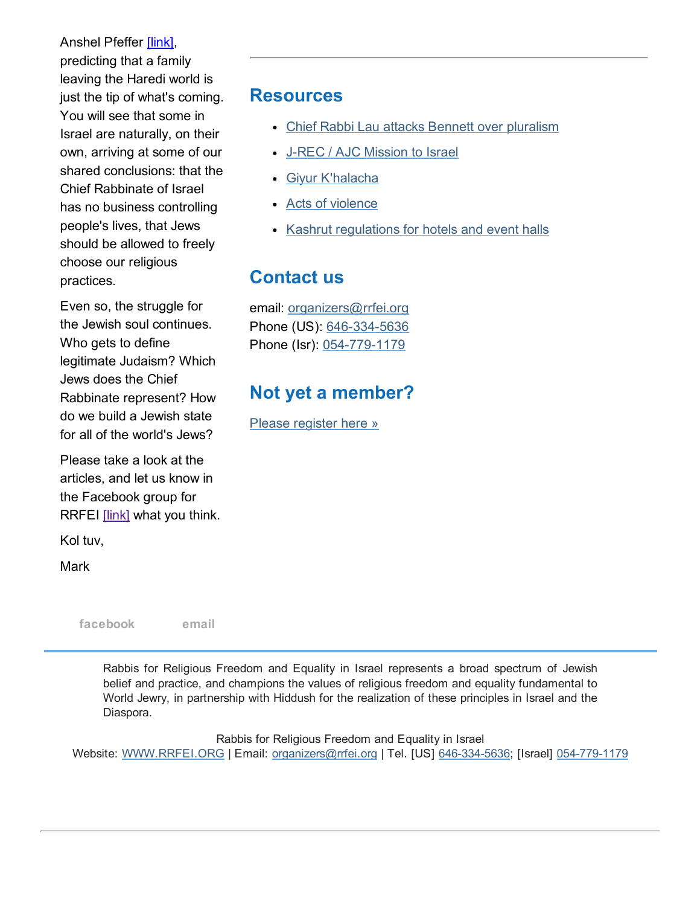Anshel Pfeffer [link], predicting that a family leaving the Haredi world is just the tip of what's coming. You will see that some in Israel are naturally, on their own, arriving at some of our shared conclusions: that the Chief Rabbinate of Israel has no business controlling people's lives, that Jews should be allowed to freely choose our religious practices.

Even so, the struggle for the Jewish soul continues. Who gets to define legitimate Judaism? Which Jews does the Chief Rabbinate represent? How do we build a Jewish state for all of the world's Jews?

Please take a look at the articles, and let us know in the Facebook group for RRFEI [link] what you think.

Kol tuv,

Mark

facebook email

## Resources

- Chief Rabbi Lau attacks Bennett over pluralism
- J-REC / AJC Mission to Israel
- Giyur K'halacha
- Acts of violence
- Kashrut regulations for hotels and event halls

## Contact us

email: organizers@rrfei.org
Phone (US): 646-334-5636
Phone (Isr): 054-779-1179

## Not yet a member?

Please register here »

---

Rabbis for Religious Freedom and Equality in Israel represents a broad spectrum of Jewish belief and practice, and champions the values of religious freedom and equality fundamental to World Jewry, in partnership with Hiddush for the realization of these principles in Israel and the Diaspora.

Rabbis for Religious Freedom and Equality in Israel
Website: WWW.RRFEI.ORG | Email: organizers@rrfei.org | Tel. [US] 646-334-5636; [Israel] 054-779-1179